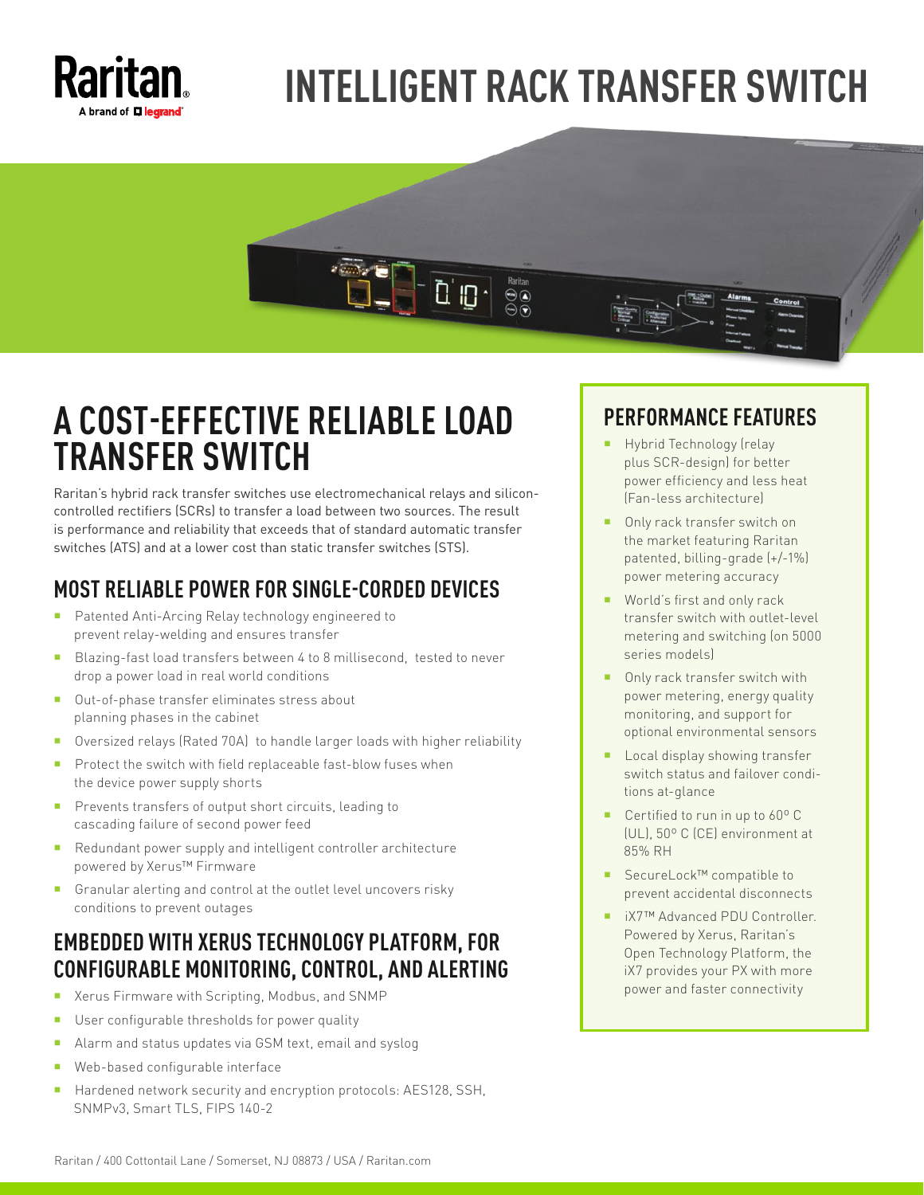# INTELLIGENT RACK TRANSFER SWITCH

## A COST-EFFECTIVE RELIABLE LOAD TRANSFER SWITCH

Raritan's hybrid rack transfer switches use electromechanical relays and silicon-controlled rectifiers (SCRs) to transfer a load between two sources. The result is performance and reliability that exceeds that of standard automatic transfer switches (ATS) and at a lower cost than static transfer switches (STS).

### MOST RELIABLE POWER FOR SINGLE-CORDED DEVICES

- Patented Anti-Arcing Relay technology engineered to prevent relay-welding and ensures transfer
- Blazing-fast load transfers between 4 to 8 millisecond, tested to never drop a power load in real world conditions
- Out-of-phase transfer eliminates stress about planning phases in the cabinet
- Oversized relays (Rated 70A) to handle larger loads with higher reliability
- Protect the switch with field replaceable fast-blow fuses when the device power supply shorts
- Prevents transfers of output short circuits, leading to cascading failure of second power feed
- Redundant power supply and intelligent controller architecture powered by Xerus™ Firmware
- Granular alerting and control at the outlet level uncovers risky conditions to prevent outages

### EMBEDDED WITH XERUS TECHNOLOGY PLATFORM, FOR CONFIGURABLE MONITORING, CONTROL, AND ALERTING

- Xerus Firmware with Scripting, Modbus, and SNMP
- User configurable thresholds for power quality
- Alarm and status updates via GSM text, email and syslog
- Web-based configurable interface
- Hardened network security and encryption protocols: AES128, SSH, SNMPv3, Smart TLS, FIPS 140-2

### PERFORMANCE FEATURES

- Hybrid Technology (relay plus SCR-design) for better power efficiency and less heat (Fan-less architecture)
- Only rack transfer switch on the market featuring Raritan patented, billing-grade (+/-1%) power metering accuracy
- World's first and only rack transfer switch with outlet-level metering and switching (on 5000 series models)
- Only rack transfer switch with power metering, energy quality monitoring, and support for optional environmental sensors
- Local display showing transfer switch status and failover conditions at-glance
- Certified to run in up to 60º C (UL), 50º C (CE) environment at 85% RH
- SecureLock™ compatible to prevent accidental disconnects
- iX7™ Advanced PDU Controller. Powered by Xerus, Raritan's Open Technology Platform, the iX7 provides your PX with more power and faster connectivity

Raritan / 400 Cottontail Lane / Somerset, NJ 08873 / USA / Raritan.com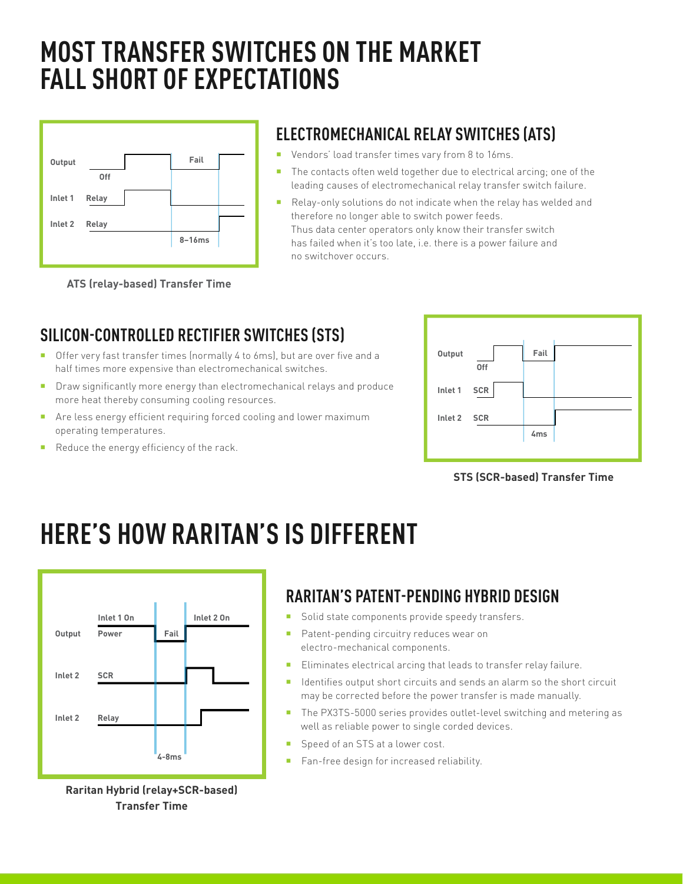# MOST TRANSFER SWITCHES ON THE MARKET FALL SHORT OF EXPECTATIONS

ATS (relay-based) Transfer Time

## ELECTROMECHANICAL RELAY SWITCHES (ATS)

- Vendors' load transfer times vary from 8 to 16ms.
- The contacts often weld together due to electrical arcing; one of the leading causes of electromechanical relay transfer switch failure.
- Relay-only solutions do not indicate when the relay has welded and therefore no longer able to switch power feeds.
  Thus data center operators only know their transfer switch has failed when it's too late, i.e. there is a power failure and no switchover occurs.

## SILICON-CONTROLLED RECTIFIER SWITCHES (STS)

- Offer very fast transfer times (normally 4 to 6ms), but are over five and a half times more expensive than electromechanical switches.
- Draw significantly more energy than electromechanical relays and produce more heat thereby consuming cooling resources.
- Are less energy efficient requiring forced cooling and lower maximum operating temperatures.
- Reduce the energy efficiency of the rack.

STS (SCR-based) Transfer Time

# HERE'S HOW RARITAN'S IS DIFFERENT

Raritan Hybrid (relay+SCR-based) Transfer Time

## RARITAN'S PATENT-PENDING HYBRID DESIGN

- Solid state components provide speedy transfers.
- Patent-pending circuitry reduces wear on electro-mechanical components.
- Eliminates electrical arcing that leads to transfer relay failure.
- Identifies output short circuits and sends an alarm so the short circuit may be corrected before the power transfer is made manually.
- The PX3TS-5000 series provides outlet-level switching and metering as well as reliable power to single corded devices.
- Speed of an STS at a lower cost.
- Fan-free design for increased reliability.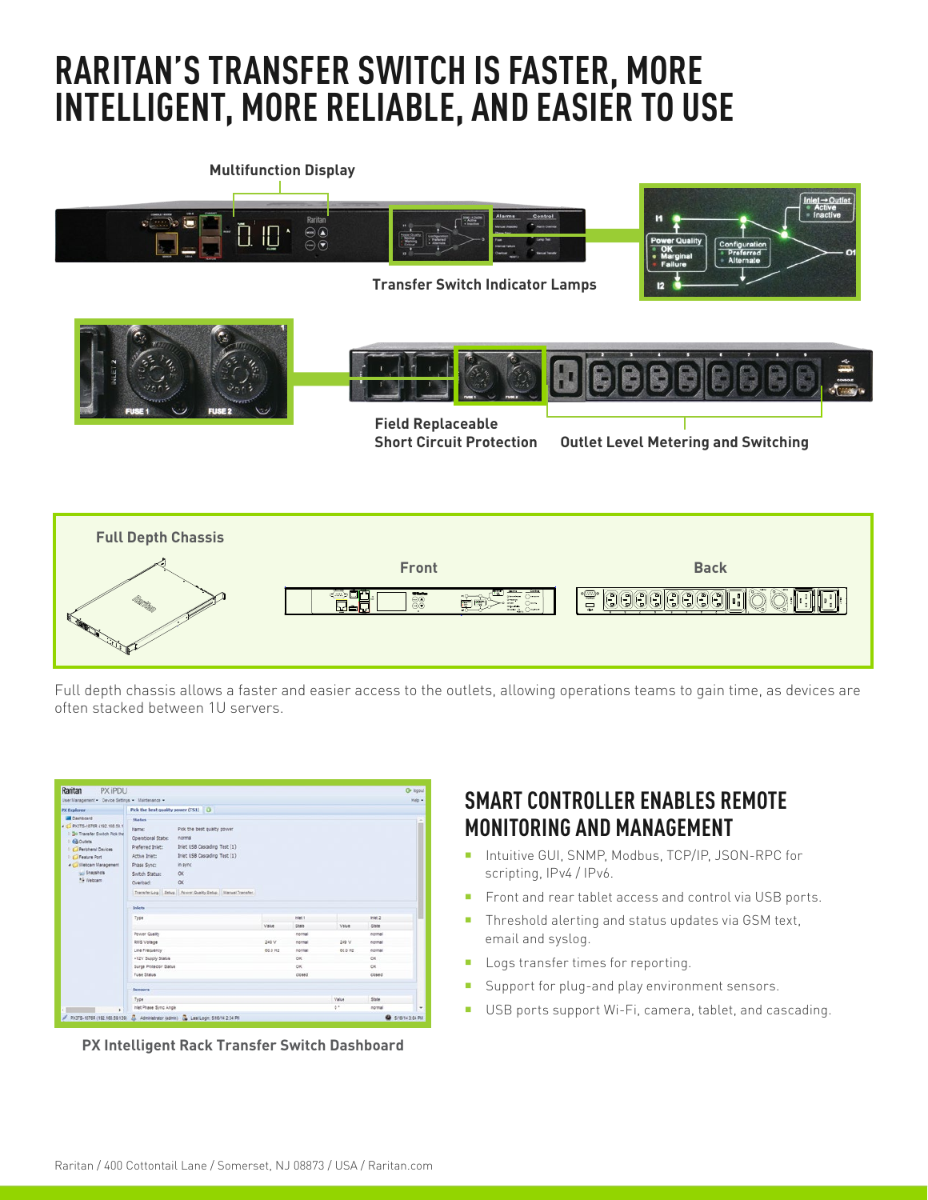# RARITAN'S TRANSFER SWITCH IS FASTER, MORE INTELLIGENT, MORE RELIABLE, AND EASIER TO USE

**Multifunction Display**

**Transfer Switch Indicator Lamps**

**Field Replaceable Short Circuit Protection**

**Outlet Level Metering and Switching**

**Full Depth Chassis**

**Front**

**Back**

Full depth chassis allows a faster and easier access to the outlets, allowing operations teams to gain time, as devices are often stacked between 1U servers.

**PX Intelligent Rack Transfer Switch Dashboard**

## SMART CONTROLLER ENABLES REMOTE MONITORING AND MANAGEMENT

- Intuitive GUI, SNMP, Modbus, TCP/IP, JSON-RPC for scripting, IPv4 / IPv6.
- Front and rear tablet access and control via USB ports.
- Threshold alerting and status updates via GSM text, email and syslog.
- Logs transfer times for reporting.
- Support for plug-and play environment sensors.
- USB ports support Wi-Fi, camera, tablet, and cascading.

Raritan / 400 Cottontail Lane / Somerset, NJ 08873 / USA / Raritan.com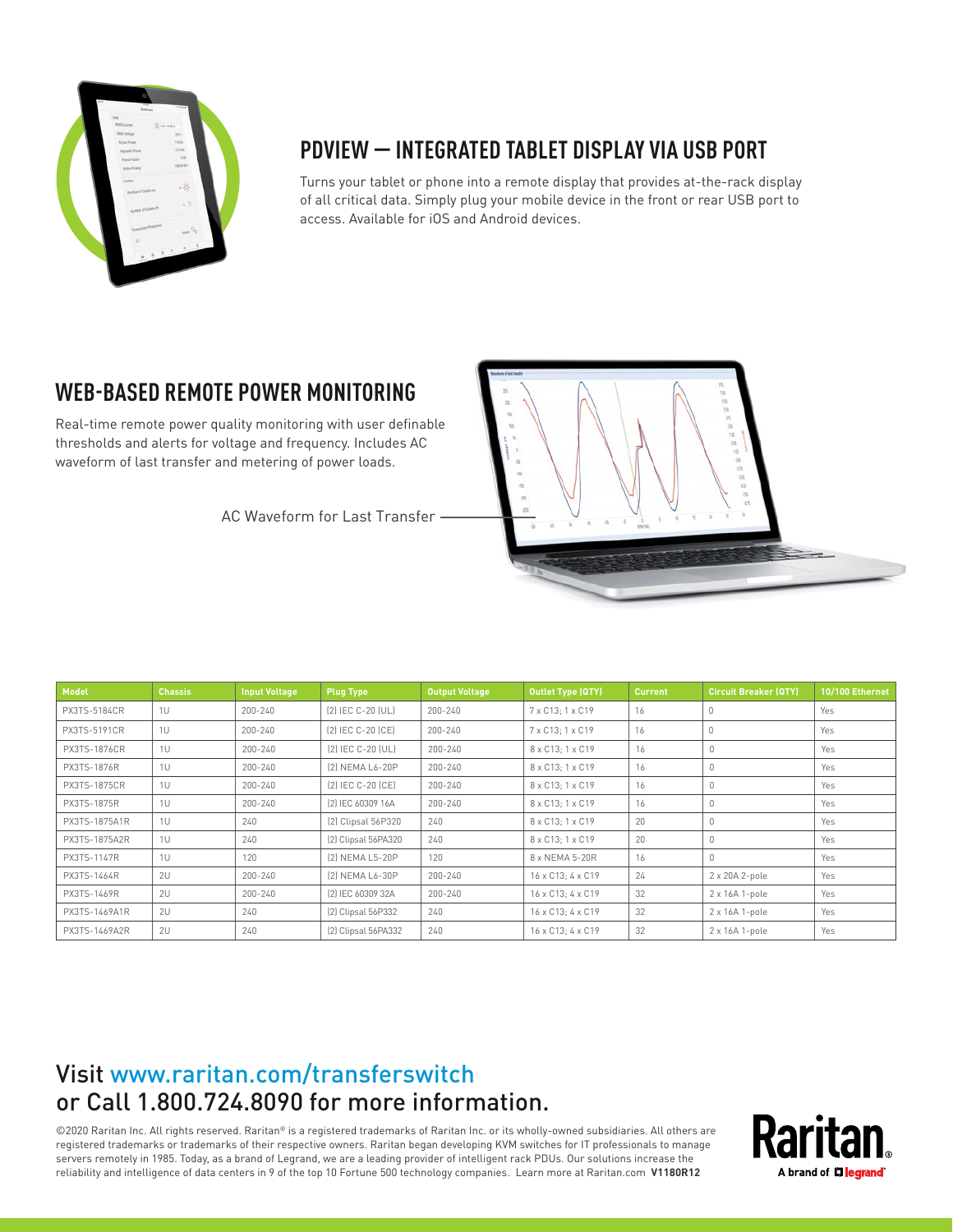## PDVIEW — INTEGRATED TABLET DISPLAY VIA USB PORT

Turns your tablet or phone into a remote display that provides at-the-rack display of all critical data. Simply plug your mobile device in the front or rear USB port to access. Available for iOS and Android devices.

## WEB-BASED REMOTE POWER MONITORING

Real-time remote power quality monitoring with user definable thresholds and alerts for voltage and frequency. Includes AC waveform of last transfer and metering of power loads.

AC Waveform for Last Transfer

| Model | Chassis | Input Voltage | Plug Type | Output Voltage | Outlet Type (QTY) | Current | Circuit Breaker (QTY) | 10/100 Ethernet |
|---|---|---|---|---|---|---|---|---|
| PX3TS-5184CR | 1U | 200-240 | (2) IEC C-20 (UL) | 200-240 | 7 x C13; 1 x C19 | 16 | 0 | Yes |
| PX3TS-5191CR | 1U | 200-240 | (2) IEC C-20 (CE) | 200-240 | 7 x C13; 1 x C19 | 16 | 0 | Yes |
| PX3TS-1876CR | 1U | 200-240 | (2) IEC C-20 (UL) | 200-240 | 8 x C13; 1 x C19 | 16 | 0 | Yes |
| PX3TS-1876R | 1U | 200-240 | (2) NEMA L6-20P | 200-240 | 8 x C13; 1 x C19 | 16 | 0 | Yes |
| PX3TS-1875CR | 1U | 200-240 | (2) IEC C-20 (CE) | 200-240 | 8 x C13; 1 x C19 | 16 | 0 | Yes |
| PX3TS-1875R | 1U | 200-240 | (2) IEC 60309 16A | 200-240 | 8 x C13; 1 x C19 | 16 | 0 | Yes |
| PX3TS-1875A1R | 1U | 240 | (2) Clipsal 56P320 | 240 | 8 x C13; 1 x C19 | 20 | 0 | Yes |
| PX3TS-1875A2R | 1U | 240 | (2) Clipsal 56PA320 | 240 | 8 x C13; 1 x C19 | 20 | 0 | Yes |
| PX3TS-1147R | 1U | 120 | (2) NEMA L5-20P | 120 | 8 x NEMA 5-20R | 16 | 0 | Yes |
| PX3TS-1464R | 2U | 200-240 | (2) NEMA L6-30P | 200-240 | 16 x C13; 4 x C19 | 24 | 2 x 20A 2-pole | Yes |
| PX3TS-1469R | 2U | 200-240 | (2) IEC 60309 32A | 200-240 | 16 x C13; 4 x C19 | 32 | 2 x 16A 1-pole | Yes |
| PX3TS-1469A1R | 2U | 240 | (2) Clipsal 56P332 | 240 | 16 x C13; 4 x C19 | 32 | 2 x 16A 1-pole | Yes |
| PX3TS-1469A2R | 2U | 240 | (2) Clipsal 56PA332 | 240 | 16 x C13; 4 x C19 | 32 | 2 x 16A 1-pole | Yes |

## Visit www.raritan.com/transferswitch or Call 1.800.724.8090 for more information.

©2020 Raritan Inc. All rights reserved. Raritan® is a registered trademarks of Raritan Inc. or its wholly-owned subsidiaries. All others are registered trademarks or trademarks of their respective owners. Raritan began developing KVM switches for IT professionals to manage servers remotely in 1985. Today, as a brand of Legrand, we are a leading provider of intelligent rack PDUs. Our solutions increase the reliability and intelligence of data centers in 9 of the top 10 Fortune 500 technology companies. Learn more at Raritan.com **V1180R12**

Raritan. A brand of legrand